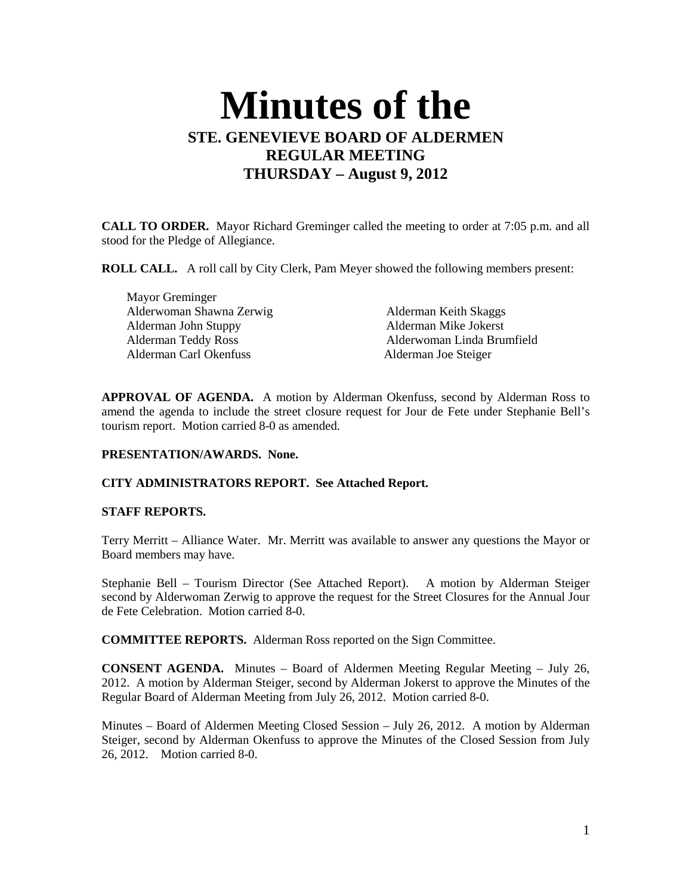# Minutes of the

## STE. GENEVIEVE BOARD OF ALDERMEN
## REGULAR MEETING
## THURSDAY – August 9, 2012

**CALL TO ORDER.** Mayor Richard Greminger called the meeting to order at 7:05 p.m. and all stood for the Pledge of Allegiance.

**ROLL CALL.** A roll call by City Clerk, Pam Meyer showed the following members present:

Mayor Greminger
Alderwoman Shawna Zerwig
Alderman John Stuppy
Alderman Teddy Ross
Alderman Carl Okenfuss
Alderman Keith Skaggs
Alderman Mike Jokerst
Alderwoman Linda Brumfield
Alderman Joe Steiger

**APPROVAL OF AGENDA.** A motion by Alderman Okenfuss, second by Alderman Ross to amend the agenda to include the street closure request for Jour de Fete under Stephanie Bell's tourism report. Motion carried 8-0 as amended.

**PRESENTATION/AWARDS. None.**

**CITY ADMINISTRATORS REPORT. See Attached Report.**

**STAFF REPORTS.**

Terry Merritt – Alliance Water. Mr. Merritt was available to answer any questions the Mayor or Board members may have.

Stephanie Bell – Tourism Director (See Attached Report). A motion by Alderman Steiger second by Alderwoman Zerwig to approve the request for the Street Closures for the Annual Jour de Fete Celebration. Motion carried 8-0.

**COMMITTEE REPORTS.** Alderman Ross reported on the Sign Committee.

**CONSENT AGENDA.** Minutes – Board of Aldermen Meeting Regular Meeting – July 26, 2012. A motion by Alderman Steiger, second by Alderman Jokerst to approve the Minutes of the Regular Board of Alderman Meeting from July 26, 2012. Motion carried 8-0.

Minutes – Board of Aldermen Meeting Closed Session – July 26, 2012. A motion by Alderman Steiger, second by Alderman Okenfuss to approve the Minutes of the Closed Session from July 26, 2012. Motion carried 8-0.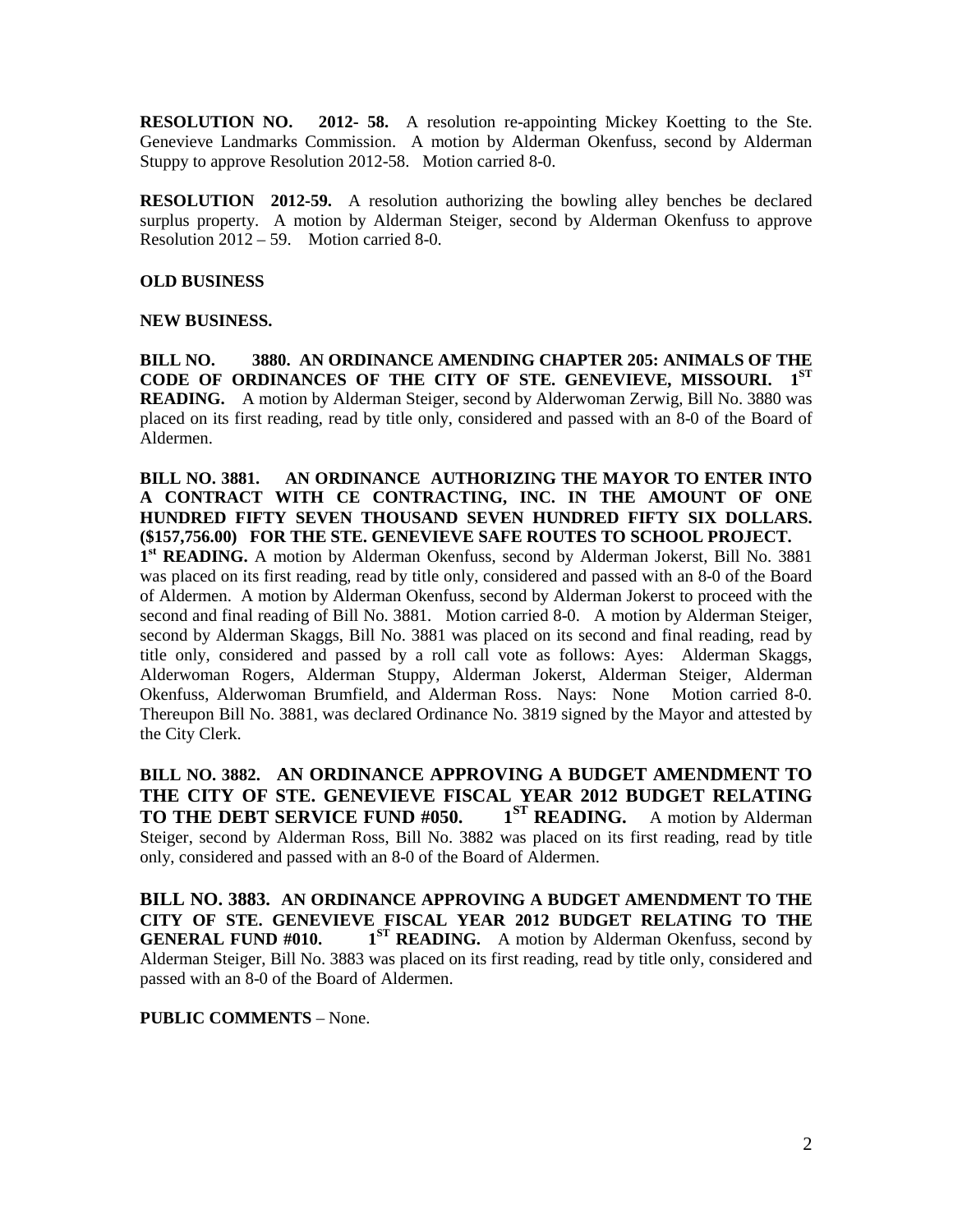**RESOLUTION NO. 2012- 58.** A resolution re-appointing Mickey Koetting to the Ste. Genevieve Landmarks Commission. A motion by Alderman Okenfuss, second by Alderman Stuppy to approve Resolution 2012-58. Motion carried 8-0.

**RESOLUTION 2012-59.** A resolution authorizing the bowling alley benches be declared surplus property. A motion by Alderman Steiger, second by Alderman Okenfuss to approve Resolution 2012 – 59. Motion carried 8-0.

**OLD BUSINESS**

**NEW BUSINESS.**

**BILL NO. 3880. AN ORDINANCE AMENDING CHAPTER 205: ANIMALS OF THE CODE OF ORDINANCES OF THE CITY OF STE. GENEVIEVE, MISSOURI. 1ST READING.** A motion by Alderman Steiger, second by Alderwoman Zerwig, Bill No. 3880 was placed on its first reading, read by title only, considered and passed with an 8-0 of the Board of Aldermen.

**BILL NO. 3881. AN ORDINANCE AUTHORIZING THE MAYOR TO ENTER INTO A CONTRACT WITH CE CONTRACTING, INC. IN THE AMOUNT OF ONE HUNDRED FIFTY SEVEN THOUSAND SEVEN HUNDRED FIFTY SIX DOLLARS. ($157,756.00) FOR THE STE. GENEVIEVE SAFE ROUTES TO SCHOOL PROJECT. 1st READING.** A motion by Alderman Okenfuss, second by Alderman Jokerst, Bill No. 3881 was placed on its first reading, read by title only, considered and passed with an 8-0 of the Board of Aldermen. A motion by Alderman Okenfuss, second by Alderman Jokerst to proceed with the second and final reading of Bill No. 3881. Motion carried 8-0. A motion by Alderman Steiger, second by Alderman Skaggs, Bill No. 3881 was placed on its second and final reading, read by title only, considered and passed by a roll call vote as follows: Ayes: Alderman Skaggs, Alderwoman Rogers, Alderman Stuppy, Alderman Jokerst, Alderman Steiger, Alderman Okenfuss, Alderwoman Brumfield, and Alderman Ross. Nays: None Motion carried 8-0. Thereupon Bill No. 3881, was declared Ordinance No. 3819 signed by the Mayor and attested by the City Clerk.

**BILL NO. 3882. AN ORDINANCE APPROVING A BUDGET AMENDMENT TO THE CITY OF STE. GENEVIEVE FISCAL YEAR 2012 BUDGET RELATING TO THE DEBT SERVICE FUND #050. 1ST READING.** A motion by Alderman Steiger, second by Alderman Ross, Bill No. 3882 was placed on its first reading, read by title only, considered and passed with an 8-0 of the Board of Aldermen.

**BILL NO. 3883. AN ORDINANCE APPROVING A BUDGET AMENDMENT TO THE CITY OF STE. GENEVIEVE FISCAL YEAR 2012 BUDGET RELATING TO THE GENERAL FUND #010. 1ST READING.** A motion by Alderman Okenfuss, second by Alderman Steiger, Bill No. 3883 was placed on its first reading, read by title only, considered and passed with an 8-0 of the Board of Aldermen.

**PUBLIC COMMENTS** – None.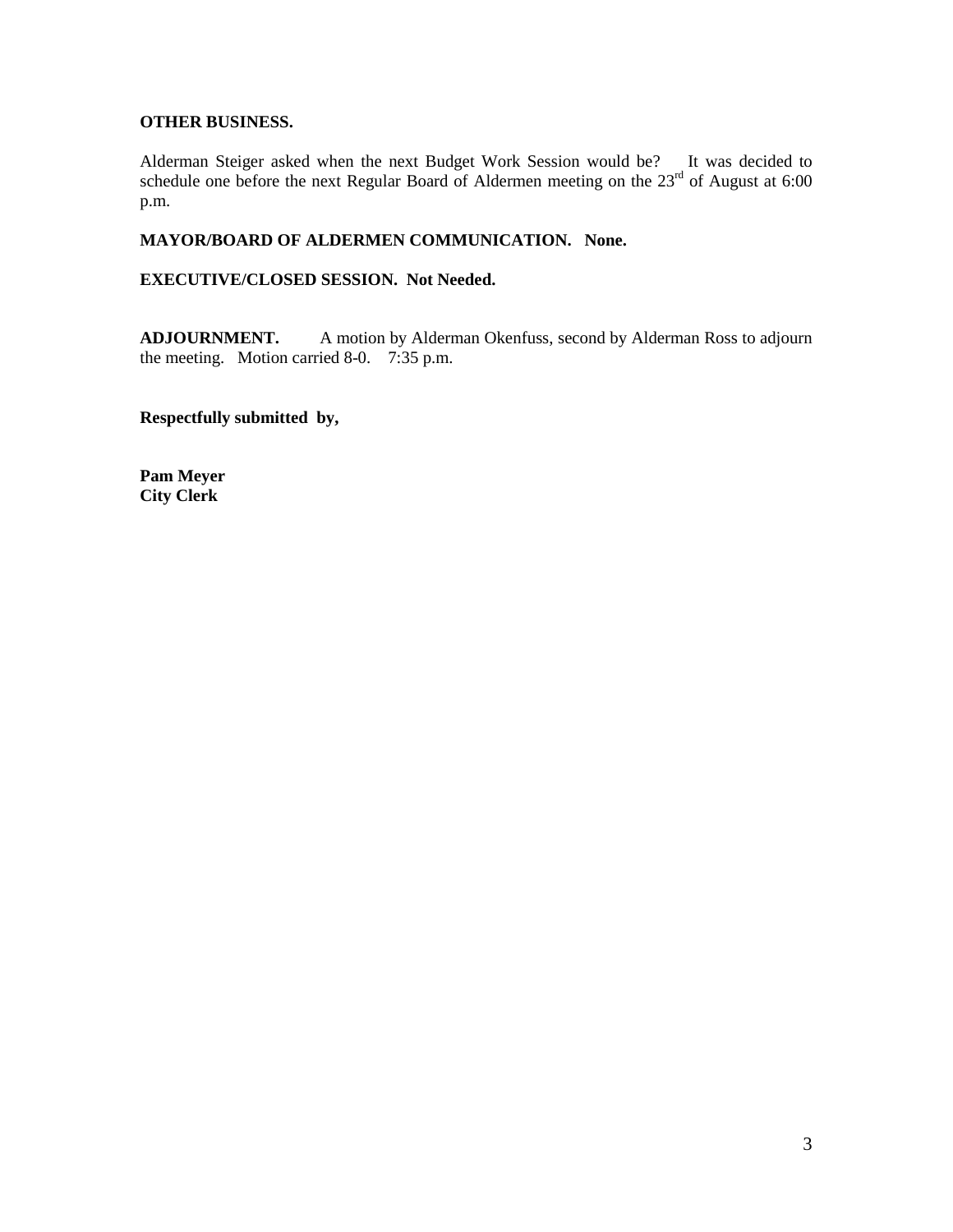**OTHER BUSINESS.**

Alderman Steiger asked when the next Budget Work Session would be? It was decided to schedule one before the next Regular Board of Aldermen meeting on the 23rd of August at 6:00 p.m.

**MAYOR/BOARD OF ALDERMEN COMMUNICATION. None.**

**EXECUTIVE/CLOSED SESSION. Not Needed.**

**ADJOURNMENT.** A motion by Alderman Okenfuss, second by Alderman Ross to adjourn the meeting. Motion carried 8-0. 7:35 p.m.

**Respectfully submitted by,**

**Pam Meyer**
**City Clerk**